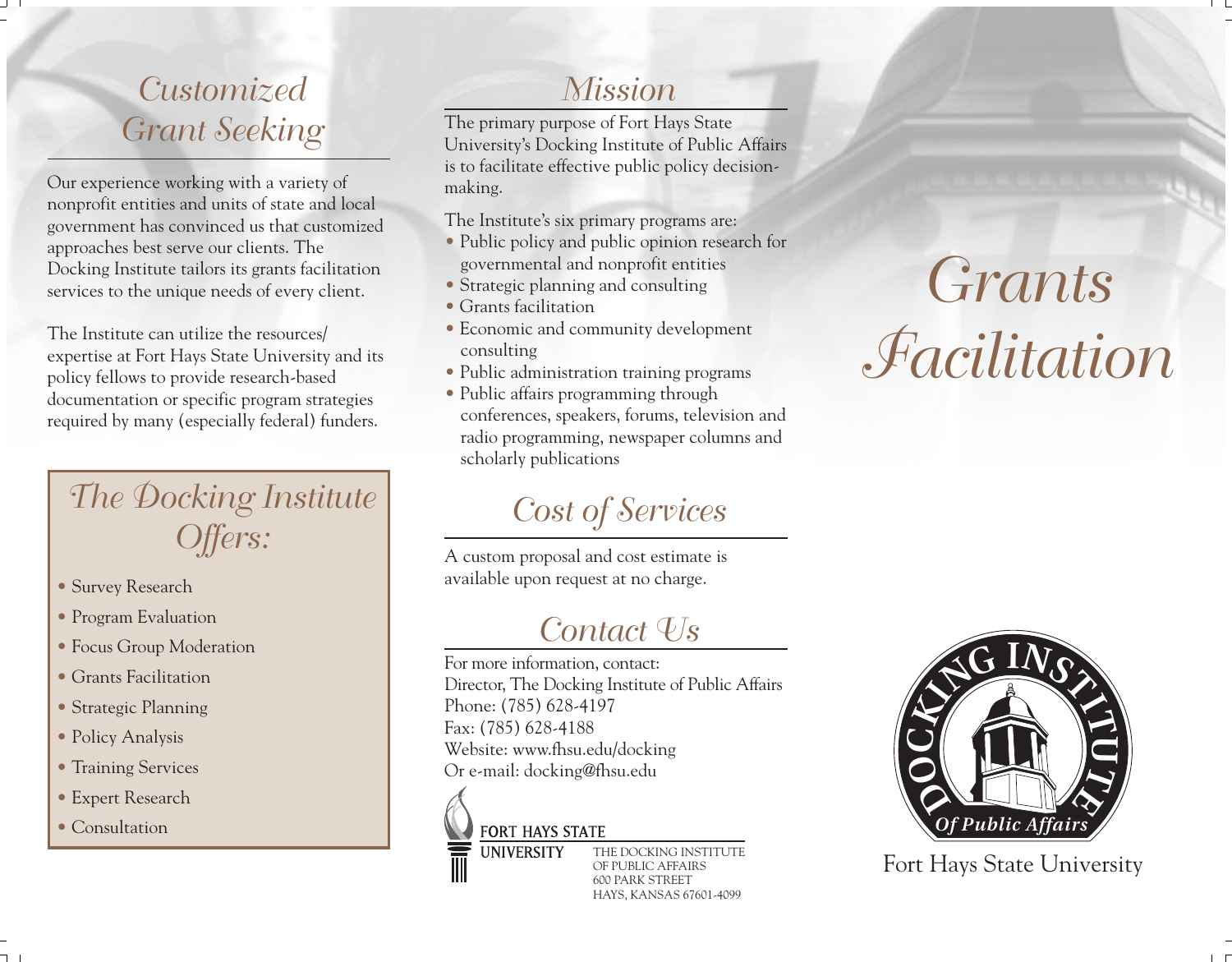## Customized Grant Seeking

Our experience working with a variety of nonprofit entities and units of state and local government has convinced us that customized approaches best serve our clients. The Docking Institute tailors its grants facilitation services to the unique needs of every client.

The Institute can utilize the resources/ expertise at Fort Hays State University and its policy fellows to provide research-based documentation or specific program strategies required by many (especially federal) funders.

## The Docking Institute Offers:

- Survey Research
- Program Evaluation
- Focus Group Moderation
- Grants Facilitation
- Strategic Planning
- Policy Analysis
- Training Services
- Expert Research
- Consultation

## Mission

The primary purpose of Fort Hays State University's Docking Institute of Public Affairs is to facilitate effective public policy decision-making.

The Institute's six primary programs are:

- Public policy and public opinion research for governmental and nonprofit entities
- Strategic planning and consulting
- Grants facilitation
- Economic and community development consulting
- Public administration training programs
- Public affairs programming through conferences, speakers, forums, television and radio programming, newspaper columns and scholarly publications

## Cost of Services

A custom proposal and cost estimate is available upon request at no charge.

## Contact Us

For more information, contact:
Director, The Docking Institute of Public Affairs
Phone: (785) 628-4197
Fax: (785) 628-4188
Website: www.fhsu.edu/docking
Or e-mail: docking@fhsu.edu

FORT HAYS STATE UNIVERSITY

THE DOCKING INSTITUTE OF PUBLIC AFFAIRS
600 PARK STREET
HAYS, KANSAS 67601-4099

# Grants Facilitation

DOCKING INSTITUTE Of Public Affairs

Fort Hays State University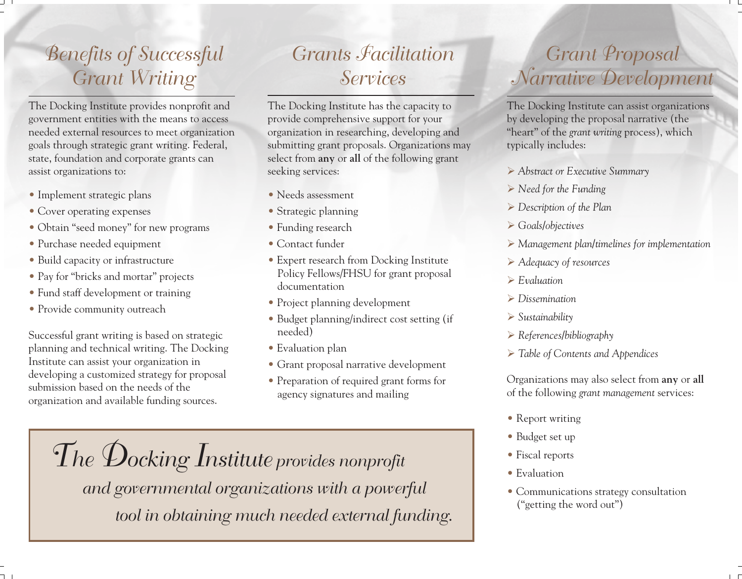## *Benefits of Successful Grant Writing*

The Docking Institute provides nonprofit and government entities with the means to access needed external resources to meet organization goals through strategic grant writing. Federal, state, foundation and corporate grants can assist organizations to:

- Implement strategic plans
- Cover operating expenses
- Obtain "seed money" for new programs
- Purchase needed equipment
- Build capacity or infrastructure
- Pay for "bricks and mortar" projects
- Fund staff development or training
- Provide community outreach

Successful grant writing is based on strategic planning and technical writing. The Docking Institute can assist your organization in developing a customized strategy for proposal submission based on the needs of the organization and available funding sources.

## *Grants Facilitation Services*

The Docking Institute has the capacity to provide comprehensive support for your organization in researching, developing and submitting grant proposals. Organizations may select from **any** or **all** of the following grant seeking services:

- Needs assessment
- Strategic planning
- Funding research
- Contact funder
- Expert research from Docking Institute Policy Fellows/FHSU for grant proposal documentation
- Project planning development
- Budget planning/indirect cost setting (if needed)
- Evaluation plan
- Grant proposal narrative development
- Preparation of required grant forms for agency signatures and mailing

*The Docking Institute provides nonprofit and governmental organizations with a powerful tool in obtaining much needed external funding.*

## *Grant Proposal Narrative Development*

The Docking Institute can assist organizations by developing the proposal narrative (the "heart" of the *grant writing* process), which typically includes:

- *Abstract or Executive Summary*
- *Need for the Funding*
- *Description of the Plan*
- *Goals/objectives*
- *Management plan/timelines for implementation*
- *Adequacy of resources*
- *Evaluation*
- *Dissemination*
- *Sustainability*
- *References/bibliography*
- *Table of Contents and Appendices*

Organizations may also select from **any** or **all** of the following *grant management* services:

- Report writing
- Budget set up
- Fiscal reports
- Evaluation
- Communications strategy consultation ("getting the word out")